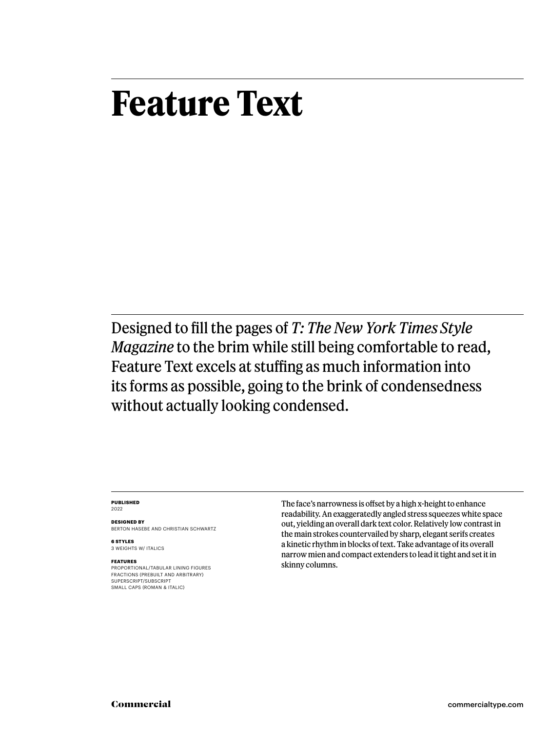# Feature Text

Designed to fill the pages of *T: The New York Times Style Magazine* to the brim while still being comfortable to read, Feature Text excels at stuffing as much information into its forms as possible, going to the brink of condensedness without actually looking condensed.

**PUBLISHED**
2022

**DESIGNED BY**
BERTON HASEBE AND CHRISTIAN SCHWARTZ

**6 STYLES**
3 WEIGHTS W/ ITALICS

**FEATURES**
PROPORTIONAL/TABULAR LINING FIGURES
FRACTIONS (PREBUILT AND ARBITRARY)
SUPERSCRIPT/SUBSCRIPT
SMALL CAPS (ROMAN & ITALIC)

The face's narrowness is offset by a high x-height to enhance readability. An exaggeratedly angled stress squeezes white space out, yielding an overall dark text color. Relatively low contrast in the main strokes countervailed by sharp, elegant serifs creates a kinetic rhythm in blocks of text. Take advantage of its overall narrow mien and compact extenders to lead it tight and set it in skinny columns.

Commercial

commercialtype.com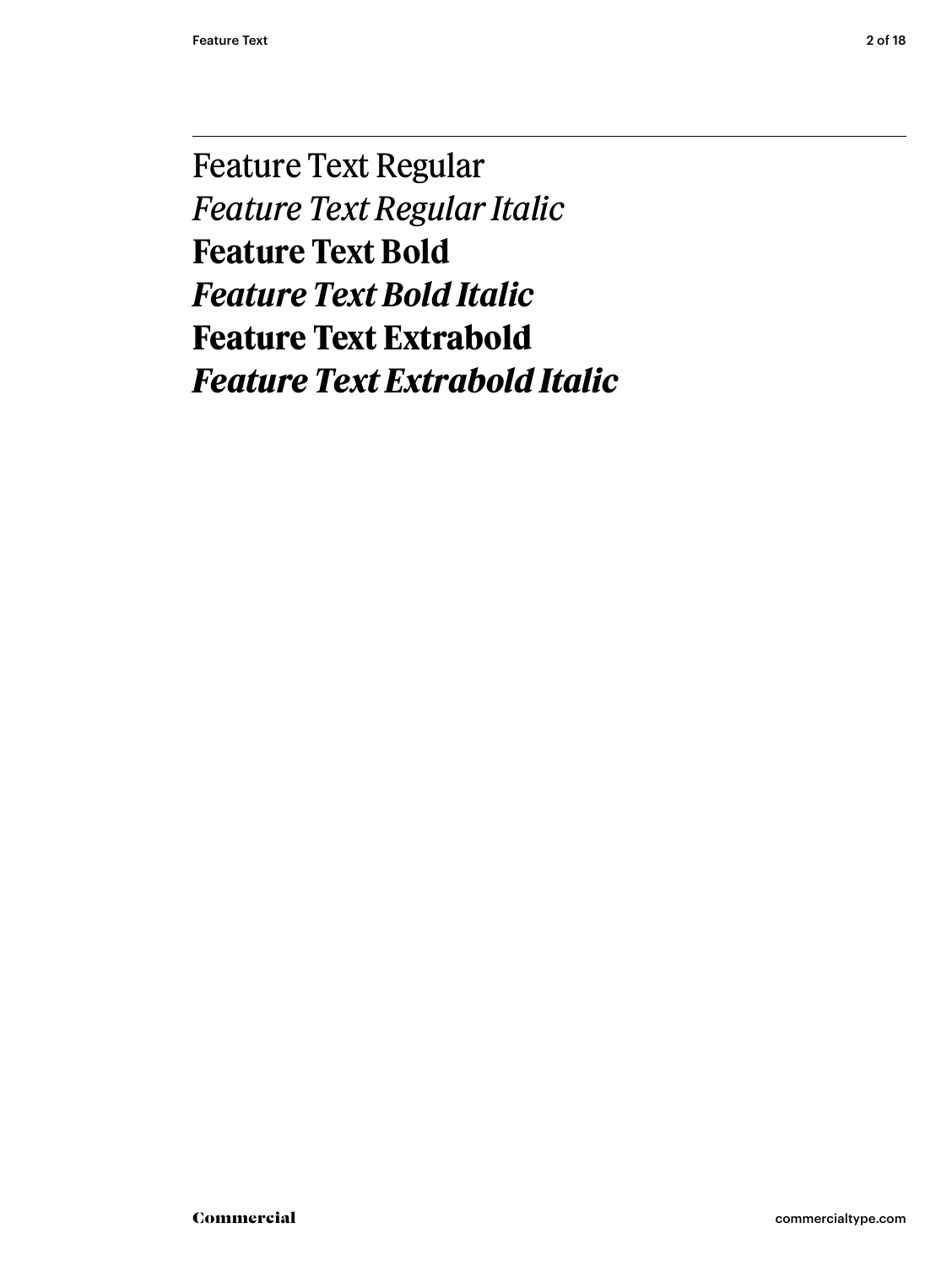Feature Text Regular
*Feature Text Regular Italic*
**Feature Text Bold**
***Feature Text Bold Italic***
**Feature Text Extrabold**
***Feature Text Extrabold Italic***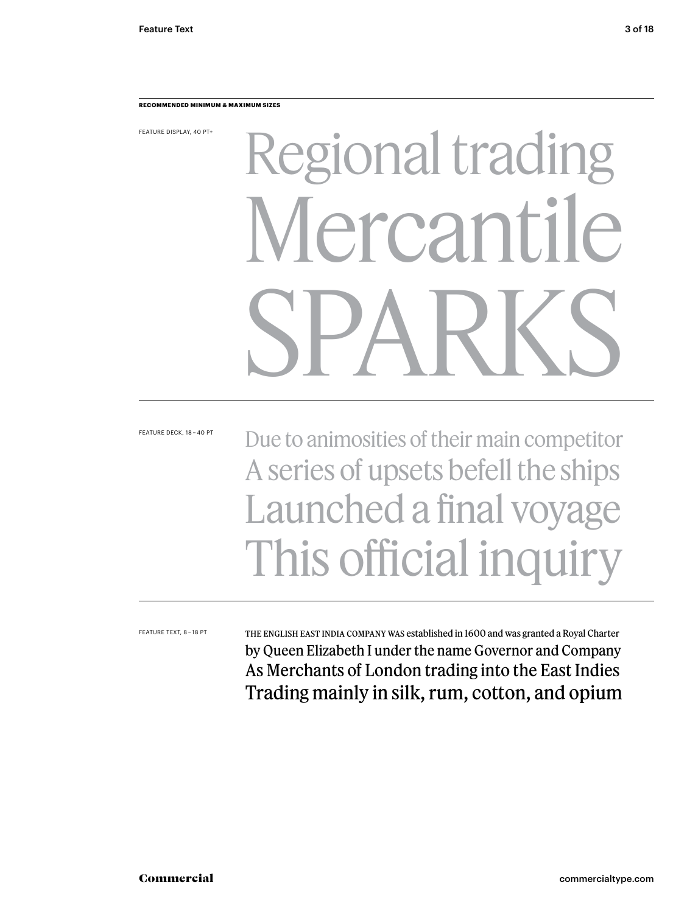**RECOMMENDED MINIMUM & MAXIMUM SIZES**

FEATURE DISPLAY, 40 PT+

Regional trading
Mercantile
SPARKS

FEATURE DECK, 18 – 40 PT

Due to animosities of their main competitor
A series of upsets befell the ships
Launched a final voyage
This official inquiry

FEATURE TEXT, 8 – 18 PT

THE ENGLISH EAST INDIA COMPANY WAS established in 1600 and was granted a Royal Charter
by Queen Elizabeth I under the name Governor and Company
As Merchants of London trading into the East Indies
Trading mainly in silk, rum, cotton, and opium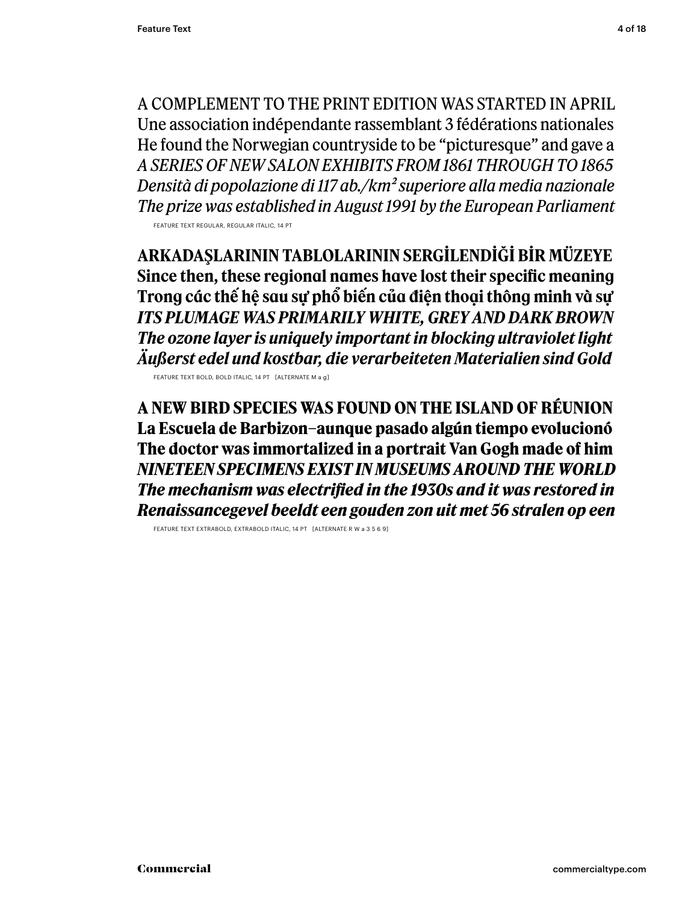A COMPLEMENT TO THE PRINT EDITION WAS STARTED IN APRIL
Une association indépendante rassemblant 3 fédérations nationales
He found the Norwegian countryside to be “picturesque” and gave a
*A SERIES OF NEW SALON EXHIBITS FROM 1861 THROUGH TO 1865*
*Densità di popolazione di 117 ab./km² superiore alla media nazionale*
*The prize was established in August 1991 by the European Parliament*

FEATURE TEXT REGULAR, REGULAR ITALIC, 14 PT

**ARKADAŞLARININ TABLOLARININ SERGİLENDİĞİ BİR MÜZEYE**
**Since then, these regional names have lost their specific meaning**
**Trong các thế hệ sau sự phổ biến của điện thoại thông minh và sự**
***ITS PLUMAGE WAS PRIMARILY WHITE, GREY AND DARK BROWN***
***The ozone layer is uniquely important in blocking ultraviolet light***
***Äußerst edel und kostbar, die verarbeiteten Materialien sind Gold***

FEATURE TEXT BOLD, BOLD ITALIC, 14 PT [ALTERNATE M a g]

**A NEW BIRD SPECIES WAS FOUND ON THE ISLAND OF RÉUNION**
**La Escuela de Barbizon–aunque pasado algún tiempo evolucionó**
**The doctor was immortalized in a portrait Van Gogh made of him**
***NINETEEN SPECIMENS EXIST IN MUSEUMS AROUND THE WORLD***
***The mechanism was electrified in the 1930s and it was restored in***
***Renaissancegevel beeldt een gouden zon uit met 56 stralen op een***

FEATURE TEXT EXTRABOLD, EXTRABOLD ITALIC, 14 PT [ALTERNATE R W a 3 5 6 9]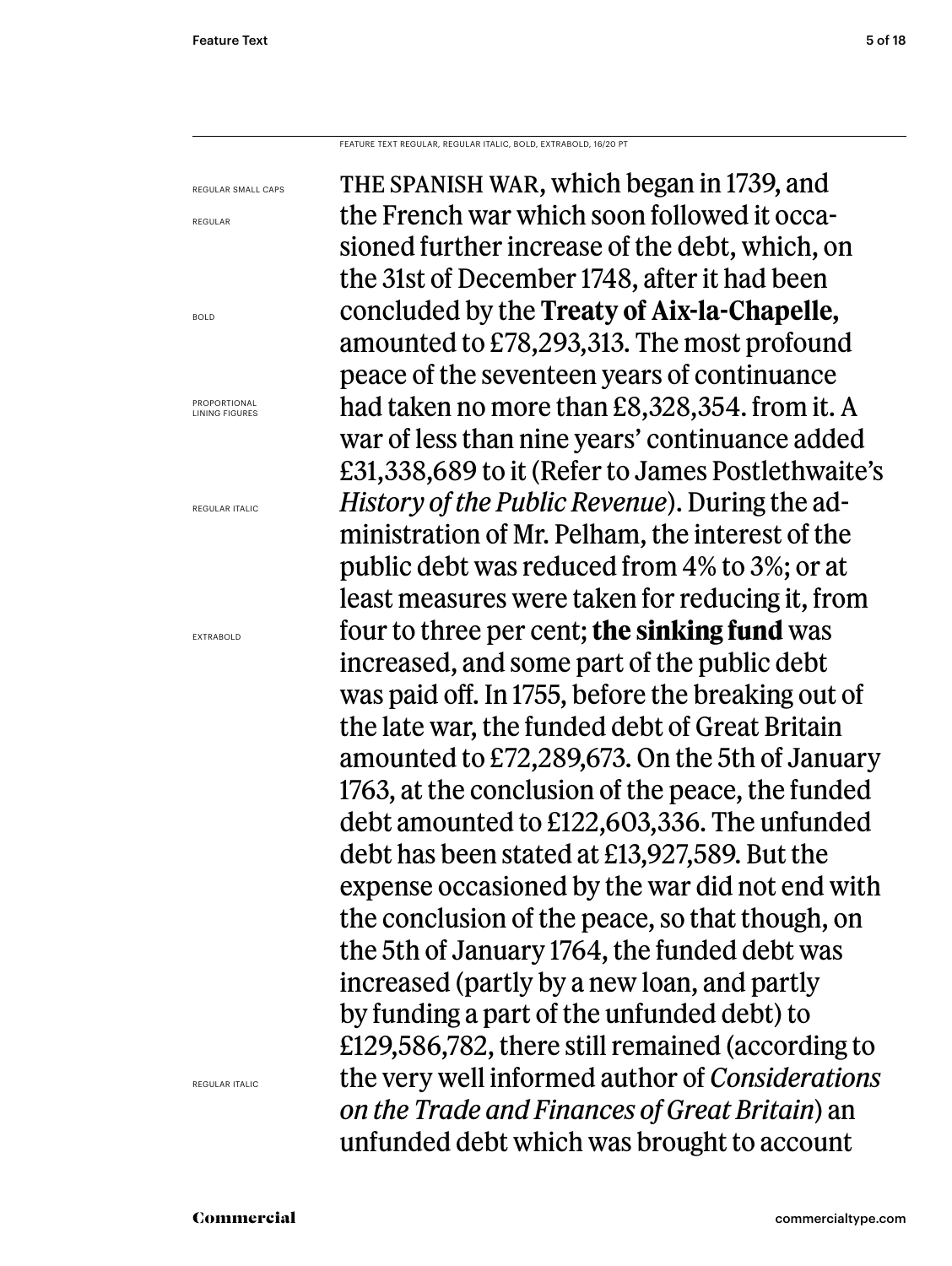FEATURE TEXT REGULAR, REGULAR ITALIC, BOLD, EXTRABOLD, 16/20 PT

REGULAR SMALL CAPS

REGULAR

BOLD

PROPORTIONAL LINING FIGURES

REGULAR ITALIC

EXTRABOLD

REGULAR ITALIC

THE SPANISH WAR, which began in 1739, and the French war which soon followed it occasioned further increase of the debt, which, on the 31st of December 1748, after it had been concluded by the **Treaty of Aix-la-Chapelle,** amounted to £78,293,313. The most profound peace of the seventeen years of continuance had taken no more than £8,328,354. from it. A war of less than nine years' continuance added £31,338,689 to it (Refer to James Postlethwaite's *History of the Public Revenue*). During the administration of Mr. Pelham, the interest of the public debt was reduced from 4% to 3%; or at least measures were taken for reducing it, from four to three per cent; **the sinking fund** was increased, and some part of the public debt was paid off. In 1755, before the breaking out of the late war, the funded debt of Great Britain amounted to £72,289,673. On the 5th of January 1763, at the conclusion of the peace, the funded debt amounted to £122,603,336. The unfunded debt has been stated at £13,927,589. But the expense occasioned by the war did not end with the conclusion of the peace, so that though, on the 5th of January 1764, the funded debt was increased (partly by a new loan, and partly by funding a part of the unfunded debt) to £129,586,782, there still remained (according to the very well informed author of *Considerations on the Trade and Finances of Great Britain*) an unfunded debt which was brought to account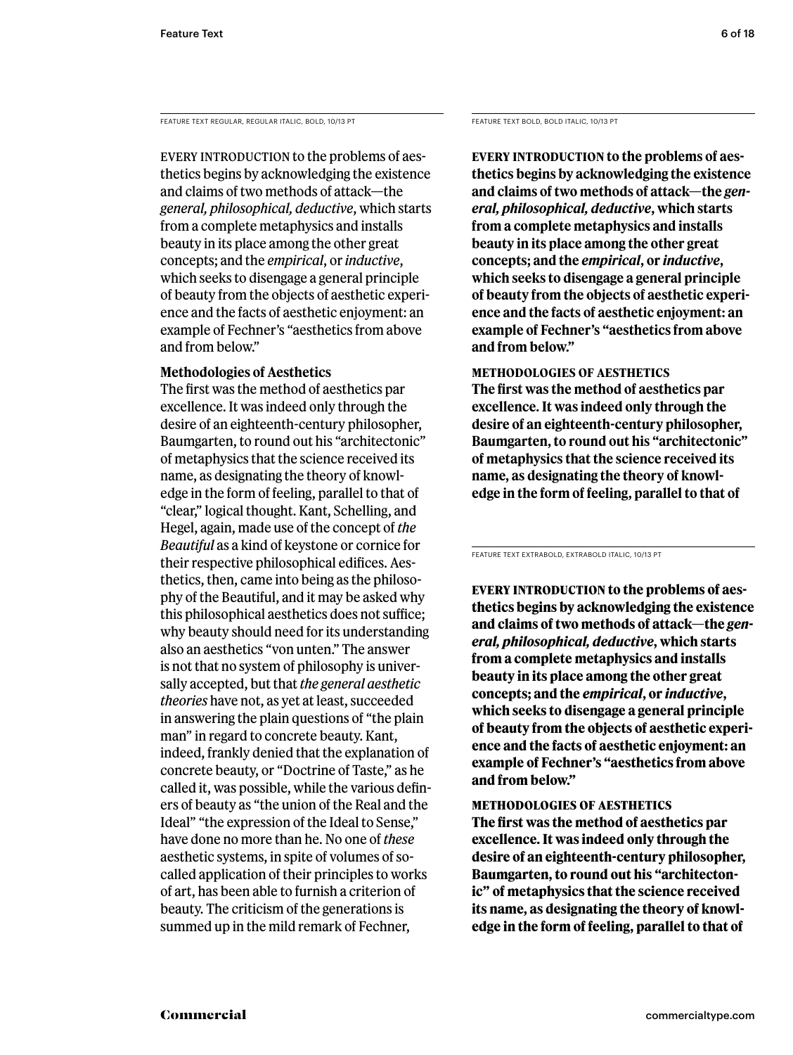FEATURE TEXT REGULAR, REGULAR ITALIC, BOLD, 10/13 PT

EVERY INTRODUCTION to the problems of aesthetics begins by acknowledging the existence and claims of two methods of attack—the *general, philosophical, deductive*, which starts from a complete metaphysics and installs beauty in its place among the other great concepts; and the *empirical*, or *inductive*, which seeks to disengage a general principle of beauty from the objects of aesthetic experience and the facts of aesthetic enjoyment: an example of Fechner's "aesthetics from above and from below."

**Methodologies of Aesthetics**

The first was the method of aesthetics par excellence. It was indeed only through the desire of an eighteenth-century philosopher, Baumgarten, to round out his "architectonic" of metaphysics that the science received its name, as designating the theory of knowledge in the form of feeling, parallel to that of "clear," logical thought. Kant, Schelling, and Hegel, again, made use of the concept of *the Beautiful* as a kind of keystone or cornice for their respective philosophical edifices. Aesthetics, then, came into being as the philosophy of the Beautiful, and it may be asked why this philosophical aesthetics does not suffice; why beauty should need for its understanding also an aesthetics "von unten." The answer is not that no system of philosophy is universally accepted, but that *the general aesthetic theories* have not, as yet at least, succeeded in answering the plain questions of "the plain man" in regard to concrete beauty. Kant, indeed, frankly denied that the explanation of concrete beauty, or "Doctrine of Taste," as he called it, was possible, while the various definers of beauty as "the union of the Real and the Ideal" "the expression of the Ideal to Sense," have done no more than he. No one of *these* aesthetic systems, in spite of volumes of so-called application of their principles to works of art, has been able to furnish a criterion of beauty. The criticism of the generations is summed up in the mild remark of Fechner,

FEATURE TEXT BOLD, BOLD ITALIC, 10/13 PT

**EVERY INTRODUCTION to the problems of aesthetics begins by acknowledging the existence and claims of two methods of attack—the *general, philosophical, deductive*, which starts from a complete metaphysics and installs beauty in its place among the other great concepts; and the *empirical*, or *inductive*, which seeks to disengage a general principle of beauty from the objects of aesthetic experience and the facts of aesthetic enjoyment: an example of Fechner's "aesthetics from above and from below."**

**METHODOLOGIES OF AESTHETICS**

**The first was the method of aesthetics par excellence. It was indeed only through the desire of an eighteenth-century philosopher, Baumgarten, to round out his "architectonic" of metaphysics that the science received its name, as designating the theory of knowledge in the form of feeling, parallel to that of**

FEATURE TEXT EXTRABOLD, EXTRABOLD ITALIC, 10/13 PT

**EVERY INTRODUCTION to the problems of aesthetics begins by acknowledging the existence and claims of two methods of attack—the *general, philosophical, deductive*, which starts from a complete metaphysics and installs beauty in its place among the other great concepts; and the *empirical*, or *inductive*, which seeks to disengage a general principle of beauty from the objects of aesthetic experience and the facts of aesthetic enjoyment: an example of Fechner's "aesthetics from above and from below."**

**METHODOLOGIES OF AESTHETICS**

**The first was the method of aesthetics par excellence. It was indeed only through the desire of an eighteenth-century philosopher, Baumgarten, to round out his "architectonic" of metaphysics that the science received its name, as designating the theory of knowledge in the form of feeling, parallel to that of**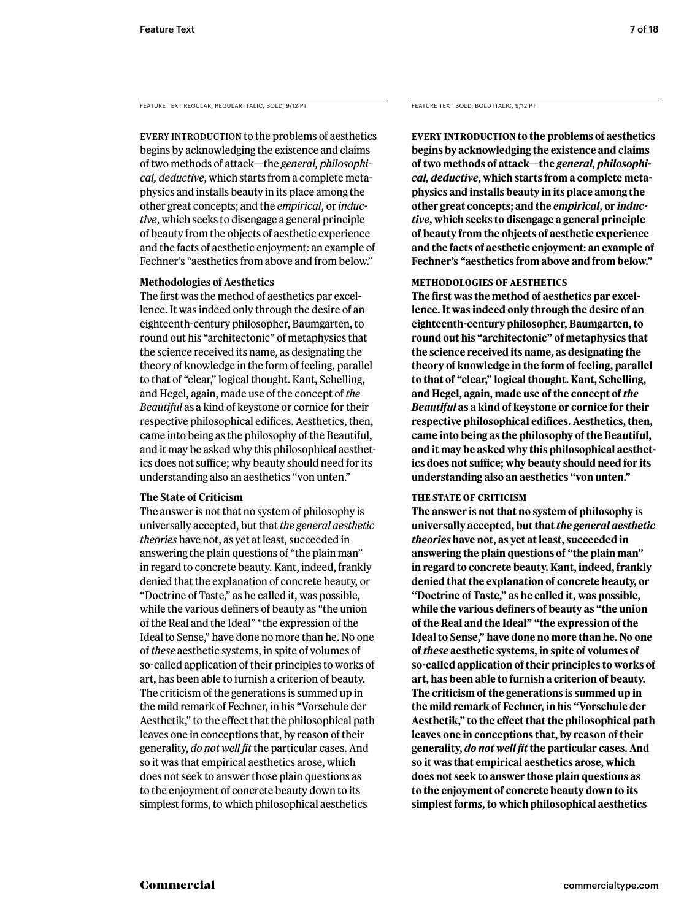FEATURE TEXT REGULAR, REGULAR ITALIC, BOLD, 9/12 PT

EVERY INTRODUCTION to the problems of aesthetics begins by acknowledging the existence and claims of two methods of attack—the *general, philosophical, deductive*, which starts from a complete metaphysics and installs beauty in its place among the other great concepts; and the *empirical*, or *inductive*, which seeks to disengage a general principle of beauty from the objects of aesthetic experience and the facts of aesthetic enjoyment: an example of Fechner's "aesthetics from above and from below."

**Methodologies of Aesthetics**

The first was the method of aesthetics par excellence. It was indeed only through the desire of an eighteenth-century philosopher, Baumgarten, to round out his "architectonic" of metaphysics that the science received its name, as designating the theory of knowledge in the form of feeling, parallel to that of "clear," logical thought. Kant, Schelling, and Hegel, again, made use of the concept of *the Beautiful* as a kind of keystone or cornice for their respective philosophical edifices. Aesthetics, then, came into being as the philosophy of the Beautiful, and it may be asked why this philosophical aesthetics does not suffice; why beauty should need for its understanding also an aesthetics "von unten."

**The State of Criticism**

The answer is not that no system of philosophy is universally accepted, but that *the general aesthetic theories* have not, as yet at least, succeeded in answering the plain questions of "the plain man" in regard to concrete beauty. Kant, indeed, frankly denied that the explanation of concrete beauty, or "Doctrine of Taste," as he called it, was possible, while the various definers of beauty as "the union of the Real and the Ideal" "the expression of the Ideal to Sense," have done no more than he. No one of *these* aesthetic systems, in spite of volumes of so-called application of their principles to works of art, has been able to furnish a criterion of beauty. The criticism of the generations is summed up in the mild remark of Fechner, in his "Vorschule der Aesthetik," to the effect that the philosophical path leaves one in conceptions that, by reason of their generality, *do not well fit* the particular cases. And so it was that empirical aesthetics arose, which does not seek to answer those plain questions as to the enjoyment of concrete beauty down to its simplest forms, to which philosophical aesthetics

FEATURE TEXT BOLD, BOLD ITALIC, 9/12 PT

**EVERY INTRODUCTION to the problems of aesthetics begins by acknowledging the existence and claims of two methods of attack—the *general, philosophical, deductive*, which starts from a complete metaphysics and installs beauty in its place among the other great concepts; and the *empirical*, or *inductive*, which seeks to disengage a general principle of beauty from the objects of aesthetic experience and the facts of aesthetic enjoyment: an example of Fechner's "aesthetics from above and from below."**

**METHODOLOGIES OF AESTHETICS**

**The first was the method of aesthetics par excellence. It was indeed only through the desire of an eighteenth-century philosopher, Baumgarten, to round out his "architectonic" of metaphysics that the science received its name, as designating the theory of knowledge in the form of feeling, parallel to that of "clear," logical thought. Kant, Schelling, and Hegel, again, made use of the concept of *the Beautiful* as a kind of keystone or cornice for their respective philosophical edifices. Aesthetics, then, came into being as the philosophy of the Beautiful, and it may be asked why this philosophical aesthetics does not suffice; why beauty should need for its understanding also an aesthetics "von unten."**

**THE STATE OF CRITICISM**

**The answer is not that no system of philosophy is universally accepted, but that *the general aesthetic theories* have not, as yet at least, succeeded in answering the plain questions of "the plain man" in regard to concrete beauty. Kant, indeed, frankly denied that the explanation of concrete beauty, or "Doctrine of Taste," as he called it, was possible, while the various definers of beauty as "the union of the Real and the Ideal" "the expression of the Ideal to Sense," have done no more than he. No one of *these* aesthetic systems, in spite of volumes of so-called application of their principles to works of art, has been able to furnish a criterion of beauty. The criticism of the generations is summed up in the mild remark of Fechner, in his "Vorschule der Aesthetik," to the effect that the philosophical path leaves one in conceptions that, by reason of their generality, *do not well fit* the particular cases. And so it was that empirical aesthetics arose, which does not seek to answer those plain questions as to the enjoyment of concrete beauty down to its simplest forms, to which philosophical aesthetics**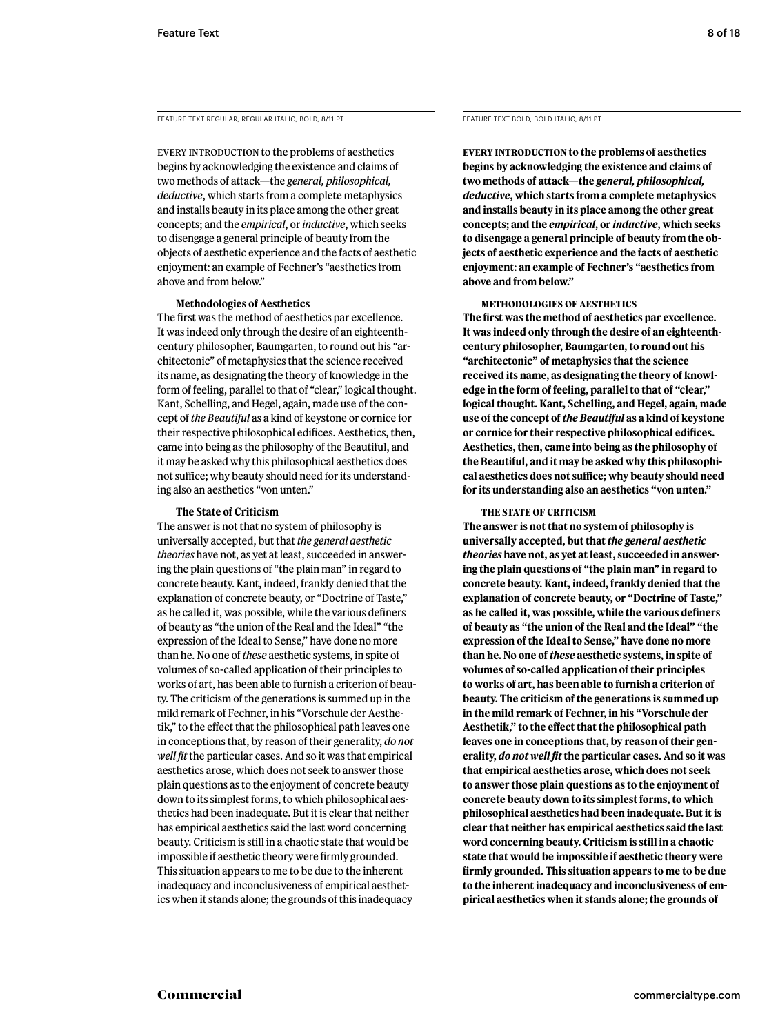FEATURE TEXT REGULAR, REGULAR ITALIC, BOLD, 8/11 PT

EVERY INTRODUCTION to the problems of aesthetics begins by acknowledging the existence and claims of two methods of attack—the *general, philosophical, deductive*, which starts from a complete metaphysics and installs beauty in its place among the other great concepts; and the *empirical*, or *inductive*, which seeks to disengage a general principle of beauty from the objects of aesthetic experience and the facts of aesthetic enjoyment: an example of Fechner's "aesthetics from above and from below."

**Methodologies of Aesthetics**

The first was the method of aesthetics par excellence. It was indeed only through the desire of an eighteenth-century philosopher, Baumgarten, to round out his "architectonic" of metaphysics that the science received its name, as designating the theory of knowledge in the form of feeling, parallel to that of "clear," logical thought. Kant, Schelling, and Hegel, again, made use of the concept of *the Beautiful* as a kind of keystone or cornice for their respective philosophical edifices. Aesthetics, then, came into being as the philosophy of the Beautiful, and it may be asked why this philosophical aesthetics does not suffice; why beauty should need for its understanding also an aesthetics "von unten."

**The State of Criticism**

The answer is not that no system of philosophy is universally accepted, but that *the general aesthetic theories* have not, as yet at least, succeeded in answering the plain questions of "the plain man" in regard to concrete beauty. Kant, indeed, frankly denied that the explanation of concrete beauty, or "Doctrine of Taste," as he called it, was possible, while the various definers of beauty as "the union of the Real and the Ideal" "the expression of the Ideal to Sense," have done no more than he. No one of *these* aesthetic systems, in spite of volumes of so-called application of their principles to works of art, has been able to furnish a criterion of beauty. The criticism of the generations is summed up in the mild remark of Fechner, in his "Vorschule der Aesthetik," to the effect that the philosophical path leaves one in conceptions that, by reason of their generality, *do not well fit* the particular cases. And so it was that empirical aesthetics arose, which does not seek to answer those plain questions as to the enjoyment of concrete beauty down to its simplest forms, to which philosophical aesthetics had been inadequate. But it is clear that neither has empirical aesthetics said the last word concerning beauty. Criticism is still in a chaotic state that would be impossible if aesthetic theory were firmly grounded. This situation appears to me to be due to the inherent inadequacy and inconclusiveness of empirical aesthetics when it stands alone; the grounds of this inadequacy

FEATURE TEXT BOLD, BOLD ITALIC, 8/11 PT

**EVERY INTRODUCTION to the problems of aesthetics begins by acknowledging the existence and claims of two methods of attack—the *general, philosophical, deductive*, which starts from a complete metaphysics and installs beauty in its place among the other great concepts; and the *empirical*, or *inductive*, which seeks to disengage a general principle of beauty from the objects of aesthetic experience and the facts of aesthetic enjoyment: an example of Fechner's "aesthetics from above and from below."**

**METHODOLOGIES OF AESTHETICS**

**The first was the method of aesthetics par excellence. It was indeed only through the desire of an eighteenth-century philosopher, Baumgarten, to round out his "architectonic" of metaphysics that the science received its name, as designating the theory of knowledge in the form of feeling, parallel to that of "clear," logical thought. Kant, Schelling, and Hegel, again, made use of the concept of *the Beautiful* as a kind of keystone or cornice for their respective philosophical edifices. Aesthetics, then, came into being as the philosophy of the Beautiful, and it may be asked why this philosophical aesthetics does not suffice; why beauty should need for its understanding also an aesthetics "von unten."**

**THE STATE OF CRITICISM**

**The answer is not that no system of philosophy is universally accepted, but that *the general aesthetic theories* have not, as yet at least, succeeded in answering the plain questions of "the plain man" in regard to concrete beauty. Kant, indeed, frankly denied that the explanation of concrete beauty, or "Doctrine of Taste," as he called it, was possible, while the various definers of beauty as "the union of the Real and the Ideal" "the expression of the Ideal to Sense," have done no more than he. No one of *these* aesthetic systems, in spite of volumes of so-called application of their principles to works of art, has been able to furnish a criterion of beauty. The criticism of the generations is summed up in the mild remark of Fechner, in his "Vorschule der Aesthetik," to the effect that the philosophical path leaves one in conceptions that, by reason of their generality, *do not well fit* the particular cases. And so it was that empirical aesthetics arose, which does not seek to answer those plain questions as to the enjoyment of concrete beauty down to its simplest forms, to which philosophical aesthetics had been inadequate. But it is clear that neither has empirical aesthetics said the last word concerning beauty. Criticism is still in a chaotic state that would be impossible if aesthetic theory were firmly grounded. This situation appears to me to be due to the inherent inadequacy and inconclusiveness of empirical aesthetics when it stands alone; the grounds of**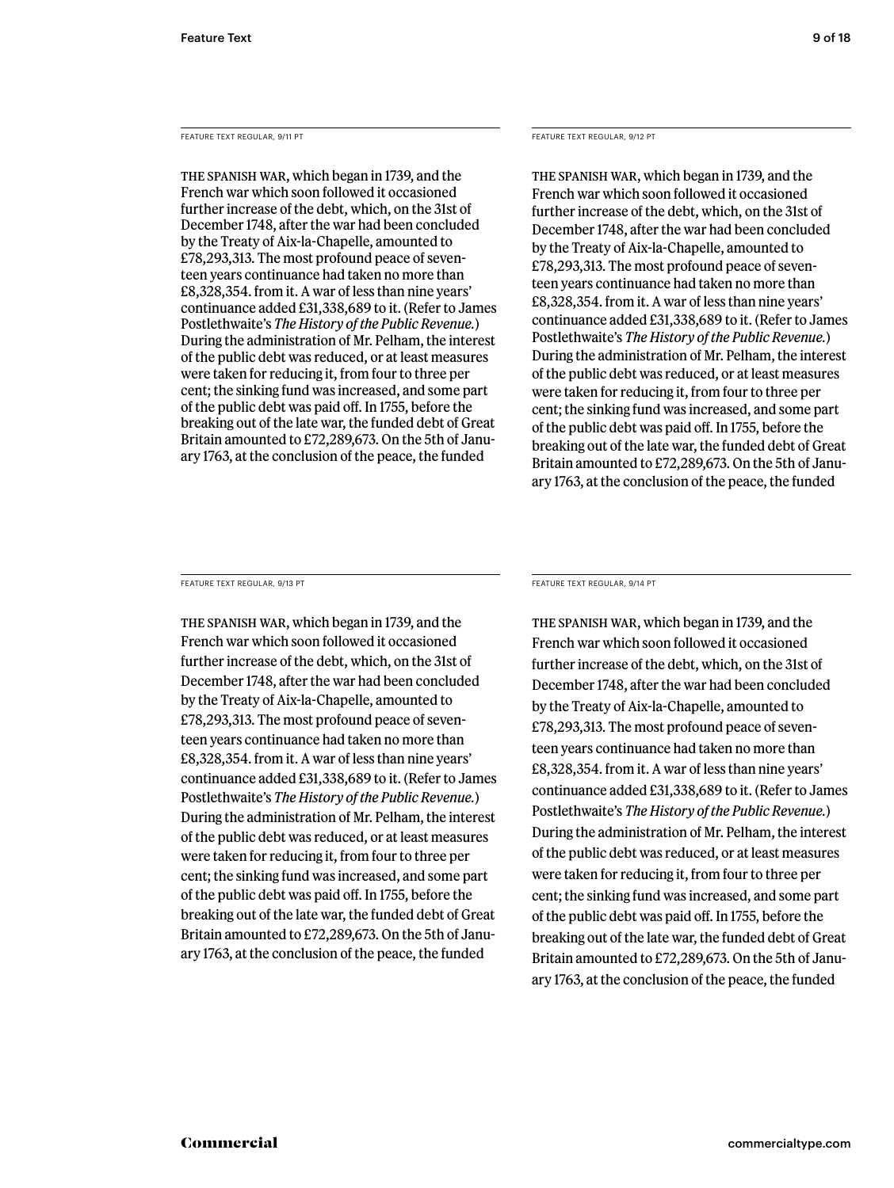FEATURE TEXT REGULAR, 9/11 PT

THE SPANISH WAR, which began in 1739, and the French war which soon followed it occasioned further increase of the debt, which, on the 31st of December 1748, after the war had been concluded by the Treaty of Aix-la-Chapelle, amounted to £78,293,313. The most profound peace of seventeen years continuance had taken no more than £8,328,354. from it. A war of less than nine years' continuance added £31,338,689 to it. (Refer to James Postlethwaite's *The History of the Public Revenue.*) During the administration of Mr. Pelham, the interest of the public debt was reduced, or at least measures were taken for reducing it, from four to three per cent; the sinking fund was increased, and some part of the public debt was paid off. In 1755, before the breaking out of the late war, the funded debt of Great Britain amounted to £72,289,673. On the 5th of January 1763, at the conclusion of the peace, the funded

FEATURE TEXT REGULAR, 9/12 PT

THE SPANISH WAR, which began in 1739, and the French war which soon followed it occasioned further increase of the debt, which, on the 31st of December 1748, after the war had been concluded by the Treaty of Aix-la-Chapelle, amounted to £78,293,313. The most profound peace of seventeen years continuance had taken no more than £8,328,354. from it. A war of less than nine years' continuance added £31,338,689 to it. (Refer to James Postlethwaite's *The History of the Public Revenue.*) During the administration of Mr. Pelham, the interest of the public debt was reduced, or at least measures were taken for reducing it, from four to three per cent; the sinking fund was increased, and some part of the public debt was paid off. In 1755, before the breaking out of the late war, the funded debt of Great Britain amounted to £72,289,673. On the 5th of January 1763, at the conclusion of the peace, the funded

FEATURE TEXT REGULAR, 9/13 PT

THE SPANISH WAR, which began in 1739, and the French war which soon followed it occasioned further increase of the debt, which, on the 31st of December 1748, after the war had been concluded by the Treaty of Aix-la-Chapelle, amounted to £78,293,313. The most profound peace of seventeen years continuance had taken no more than £8,328,354. from it. A war of less than nine years' continuance added £31,338,689 to it. (Refer to James Postlethwaite's *The History of the Public Revenue.*) During the administration of Mr. Pelham, the interest of the public debt was reduced, or at least measures were taken for reducing it, from four to three per cent; the sinking fund was increased, and some part of the public debt was paid off. In 1755, before the breaking out of the late war, the funded debt of Great Britain amounted to £72,289,673. On the 5th of January 1763, at the conclusion of the peace, the funded

FEATURE TEXT REGULAR, 9/14 PT

THE SPANISH WAR, which began in 1739, and the French war which soon followed it occasioned further increase of the debt, which, on the 31st of December 1748, after the war had been concluded by the Treaty of Aix-la-Chapelle, amounted to £78,293,313. The most profound peace of seventeen years continuance had taken no more than £8,328,354. from it. A war of less than nine years' continuance added £31,338,689 to it. (Refer to James Postlethwaite's *The History of the Public Revenue.*) During the administration of Mr. Pelham, the interest of the public debt was reduced, or at least measures were taken for reducing it, from four to three per cent; the sinking fund was increased, and some part of the public debt was paid off. In 1755, before the breaking out of the late war, the funded debt of Great Britain amounted to £72,289,673. On the 5th of January 1763, at the conclusion of the peace, the funded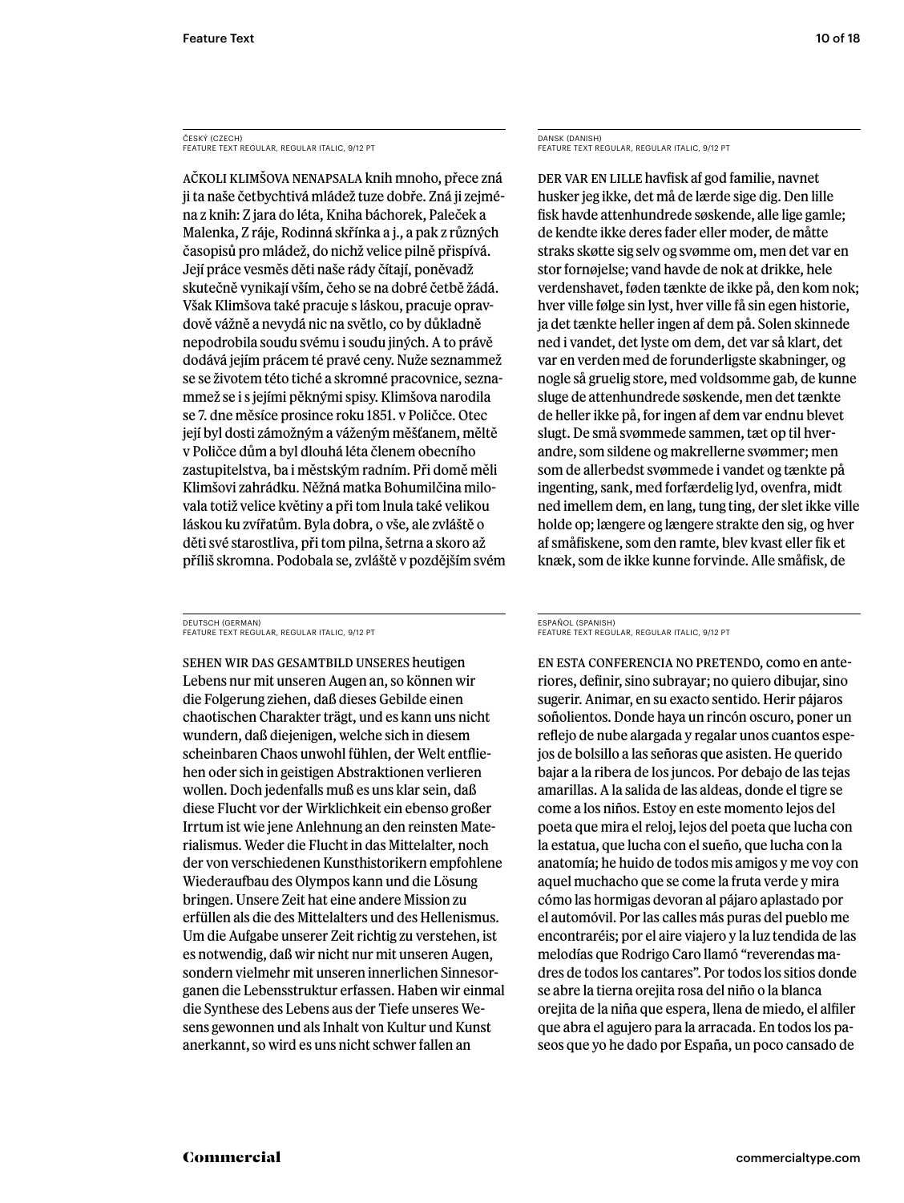ČESKÝ (CZECH)
FEATURE TEXT REGULAR, REGULAR ITALIC, 9/12 PT

AČKOLI KLIMŠOVA NENAPSALA knih mnoho, přece zná ji ta naše četbychtivá mládež tuze dobře. Zná ji zejména z knih: Z jara do léta, Kniha báchorek, Paleček a Malenka, Z ráje, Rodinná skřínka a j., a pak z různých časopisů pro mládež, do nichž velice pilně přispívá. Její práce vesměs děti naše rády čítají, poněvadž skutečně vynikají vším, čeho se na dobré četbě žádá. Však Klimšova také pracuje s láskou, pracuje opravdově vážně a nevydá nic na světlo, co by důkladně nepodrobila soudu svému i soudu jiných. A to právě dodává jejím prácem té pravé ceny. Nuže seznammež se se životem této tiché a skromné pracovnice, seznammež se i s jejími pěknými spisy. Klimšova narodila se 7. dne měsíce prosince roku 1851. v Poličce. Otec její byl dosti zámožným a váženým měšťanem, měltě v Poličce dům a byl dlouhá léta členem obecního zastupitelstva, ba i městským radním. Při domě měli Klimšovi zahrádku. Něžná matka Bohumilčina milovala totiž velice květiny a při tom lnula také velikou láskou ku zvířatům. Byla dobra, o vše, ale zvláště o děti své starostliva, při tom pilna, šetrna a skoro až příliš skromna. Podobala se, zvláště v pozdějším svém

DANSK (DANISH)
FEATURE TEXT REGULAR, REGULAR ITALIC, 9/12 PT

DER VAR EN LILLE havfisk af god familie, navnet husker jeg ikke, det må de lærde sige dig. Den lille fisk havde attenhundrede søskende, alle lige gamle; de kendte ikke deres fader eller moder, de måtte straks skøtte sig selv og svømme om, men det var en stor fornøjelse; vand havde de nok at drikke, hele verdenshavet, føden tænkte de ikke på, den kom nok; hver ville følge sin lyst, hver ville få sin egen historie, ja det tænkte heller ingen af dem på. Solen skinnede ned i vandet, det lyste om dem, det var så klart, det var en verden med de forunderligste skabninger, og nogle så gruelig store, med voldsomme gab, de kunne sluge de attenhundrede søskende, men det tænkte de heller ikke på, for ingen af dem var endnu blevet slugt. De små svømmede sammen, tæt op til hverandre, som sildene og makrellerne svømmer; men som de allerbedst svømmede i vandet og tænkte på ingenting, sank, med forfærdelig lyd, ovenfra, midt ned imellem dem, en lang, tung ting, der slet ikke ville holde op; længere og længere strakte den sig, og hver af småfiskene, som den ramte, blev kvast eller fik et knæk, som de ikke kunne forvinde. Alle småfisk, de

DEUTSCH (GERMAN)
FEATURE TEXT REGULAR, REGULAR ITALIC, 9/12 PT

SEHEN WIR DAS GESAMTBILD UNSERES heutigen Lebens nur mit unseren Augen an, so können wir die Folgerung ziehen, daß dieses Gebilde einen chaotischen Charakter trägt, und es kann uns nicht wundern, daß diejenigen, welche sich in diesem scheinbaren Chaos unwohl fühlen, der Welt entfliehen oder sich in geistigen Abstraktionen verlieren wollen. Doch jedenfalls muß es uns klar sein, daß diese Flucht vor der Wirklichkeit ein ebenso großer Irrtum ist wie jene Anlehnung an den reinsten Materialismus. Weder die Flucht in das Mittelalter, noch der von verschiedenen Kunsthistorikern empfohlene Wiederaufbau des Olympos kann und die Lösung bringen. Unsere Zeit hat eine andere Mission zu erfüllen als die des Mittelalters und des Hellenismus. Um die Aufgabe unserer Zeit richtig zu verstehen, ist es notwendig, daß wir nicht nur mit unseren Augen, sondern vielmehr mit unseren innerlichen Sinnesorganen die Lebensstruktur erfassen. Haben wir einmal die Synthese des Lebens aus der Tiefe unseres Wesens gewonnen und als Inhalt von Kultur und Kunst anerkannt, so wird es uns nicht schwer fallen an

ESPAÑOL (SPANISH)
FEATURE TEXT REGULAR, REGULAR ITALIC, 9/12 PT

EN ESTA CONFERENCIA NO PRETENDO, como en anteriores, definir, sino subrayar; no quiero dibujar, sino sugerir. Animar, en su exacto sentido. Herir pájaros soñolientos. Donde haya un rincón oscuro, poner un reflejo de nube alargada y regalar unos cuantos espejos de bolsillo a las señoras que asisten. He querido bajar a la ribera de los juncos. Por debajo de las tejas amarillas. A la salida de las aldeas, donde el tigre se come a los niños. Estoy en este momento lejos del poeta que mira el reloj, lejos del poeta que lucha con la estatua, que lucha con el sueño, que lucha con la anatomía; he huido de todos mis amigos y me voy con aquel muchacho que se come la fruta verde y mira cómo las hormigas devoran al pájaro aplastado por el automóvil. Por las calles más puras del pueblo me encontraréis; por el aire viajero y la luz tendida de las melodías que Rodrigo Caro llamó “reverendas madres de todos los cantares”. Por todos los sitios donde se abre la tierna orejita rosa del niño o la blanca orejita de la niña que espera, llena de miedo, el alfiler que abra el agujero para la arracada. En todos los paseos que yo he dado por España, un poco cansado de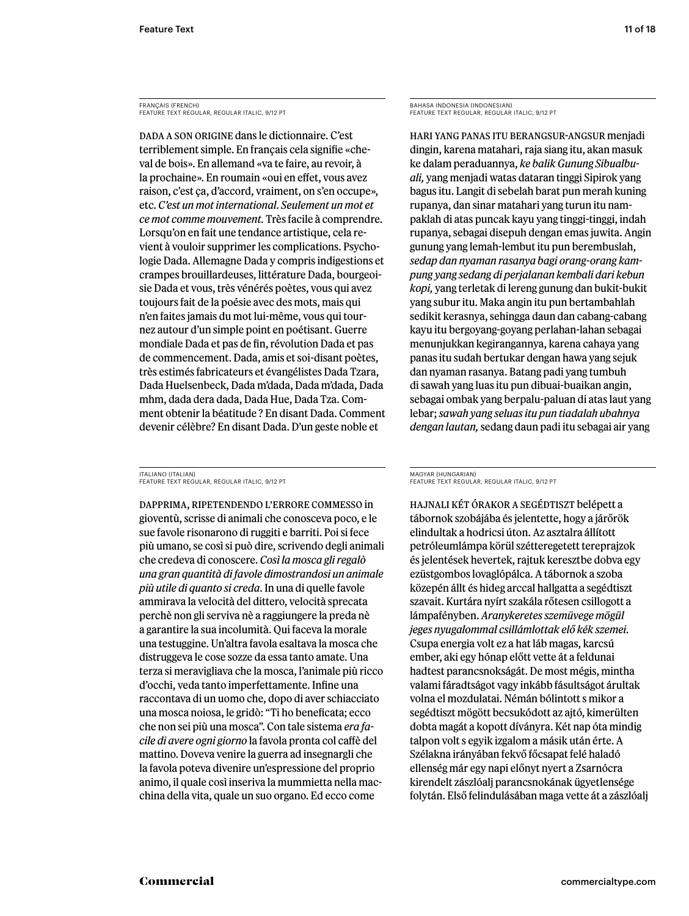FRANÇAIS (FRENCH)
FEATURE TEXT REGULAR, REGULAR ITALIC, 9/12 PT

DADA A SON ORIGINE dans le dictionnaire. C'est terriblement simple. En français cela signifie «cheval de bois». En allemand «va te faire, au revoir, à la prochaine». En roumain «oui en effet, vous avez raison, c'est ça, d'accord, vraiment, on s'en occupe», etc. *C'est un mot international. Seulement un mot et ce mot comme mouvement.* Très facile à comprendre. Lorsqu'on en fait une tendance artistique, cela revient à vouloir supprimer les complications. Psychologie Dada. Allemagne Dada y compris indigestions et crampes brouillardeuses, littérature Dada, bourgeoisie Dada et vous, très vénérés poètes, vous qui avez toujours fait de la poésie avec des mots, mais qui n'en faites jamais du mot lui-même, vous qui tournez autour d'un simple point en poétisant. Guerre mondiale Dada et pas de fin, révolution Dada et pas de commencement. Dada, amis et soi-disant poètes, très estimés fabricateurs et évangélistes Dada Tzara, Dada Huelsenbeck, Dada m'dada, Dada m'dada, Dada mhm, dada dera dada, Dada Hue, Dada Tza. Comment obtenir la béatitude ? En disant Dada. Comment devenir célèbre? En disant Dada. D'un geste noble et

BAHASA INDONESIA (INDONESIAN)
FEATURE TEXT REGULAR, REGULAR ITALIC, 9/12 PT

HARI YANG PANAS ITU BERANGSUR-ANGSUR menjadi dingin, karena matahari, raja siang itu, akan masuk ke dalam peraduannya, *ke balik Gunung Sibualbuali,* yang menjadi watas dataran tinggi Sipirok yang bagus itu. Langit di sebelah barat pun merah kuning rupanya, dan sinar matahari yang turun itu nampaklah di atas puncak kayu yang tinggi-tinggi, indah rupanya, sebagai disepuh dengan emas juwita. Angin gunung yang lemah-lembut itu pun berembuslah, *sedap dan nyaman rasanya bagi orang-orang kampung yang sedang di perjalanan kembali dari kebun kopi,* yang terletak di lereng gunung dan bukit-bukit yang subur itu. Maka angin itu pun bertambahlah sedikit kerasnya, sehingga daun dan cabang-cabang kayu itu bergoyang-goyang perlahan-lahan sebagai menunjukkan kegirangannya, karena cahaya yang panas itu sudah bertukar dengan hawa yang sejuk dan nyaman rasanya. Batang padi yang tumbuh di sawah yang luas itu pun dibuai-buaikan angin, sebagai ombak yang berpalu-paluan di atas laut yang lebar; *sawah yang seluas itu pun tiadalah ubahnya dengan lautan,* sedang daun padi itu sebagai air yang

ITALIANO (ITALIAN)
FEATURE TEXT REGULAR, REGULAR ITALIC, 9/12 PT

DAPPRIMA, RIPETENDENDO L'ERRORE COMMESSO in gioventù, scrisse di animali che conosceva poco, e le sue favole risonarono di ruggiti e barriti. Poi si fece più umano, se così si può dire, scrivendo degli animali che credeva di conoscere. *Così la mosca gli regalò una gran quantità di favole dimostrandosi un animale più utile di quanto si creda.* In una di quelle favole ammirava la velocità del dittero, velocità sprecata perchè non gli serviva nè a raggiungere la preda nè a garantire la sua incolumità. Qui faceva la morale una testuggine. Un'altra favola esaltava la mosca che distruggeva le cose sozze da essa tanto amate. Una terza si meravigliava che la mosca, l'animale più ricco d'occhi, veda tanto imperfettamente. Infine una raccontava di un uomo che, dopo di aver schiacciato una mosca noiosa, le gridò: "Ti ho beneficata; ecco che non sei più una mosca". Con tale sistema *era facile di avere ogni giorno* la favola pronta col caffè del mattino. Doveva venire la guerra ad insegnargli che la favola poteva divenire un'espressione del proprio animo, il quale così inseriva la mummietta nella macchina della vita, quale un suo organo. Ed ecco come

MAGYAR (HUNGARIAN)
FEATURE TEXT REGULAR, REGULAR ITALIC, 9/12 PT

HAJNALI KÉT ÓRAKOR A SEGÉDTISZT belépett a tábornok szobájába és jelentette, hogy a járőrök elindultak a hodricsi úton. Az asztalra állított petróleumlámpa körül szétteregetett tereprajzok és jelentések hevertek, rajtuk keresztbe dobva egy ezüstgombos lovaglópálca. A tábornok a szoba közepén állt és hideg arccal hallgatta a segédtiszt szavait. Kurtára nyírt szakála rőtesen csillogott a lámpafényben. *Aranykeretes szemüvege mögül jeges nyugalommal csillámlottak elő kék szemei.* Csupa energia volt ez a hat láb magas, karcsú ember, aki egy hónap előtt vette át a feldunai hadtest parancsnokságát. De most mégis, mintha valami fáradtságot vagy inkább fásultságot árultak volna el mozdulatai. Némán bólintott s mikor a segédtiszt mögött becsukódott az ajtó, kimerülten dobta magát a kopott díványra. Két nap óta mindig talpon volt s egyik izgalom a másik után érte. A Szélakna irányában fekvő főcsapat felé haladó ellenség már egy napi előnyt nyert a Zsarnócra kirendelt zászlóalj parancsnokának ügyetlensége folytán. Első felindulásában maga vette át a zászlóalj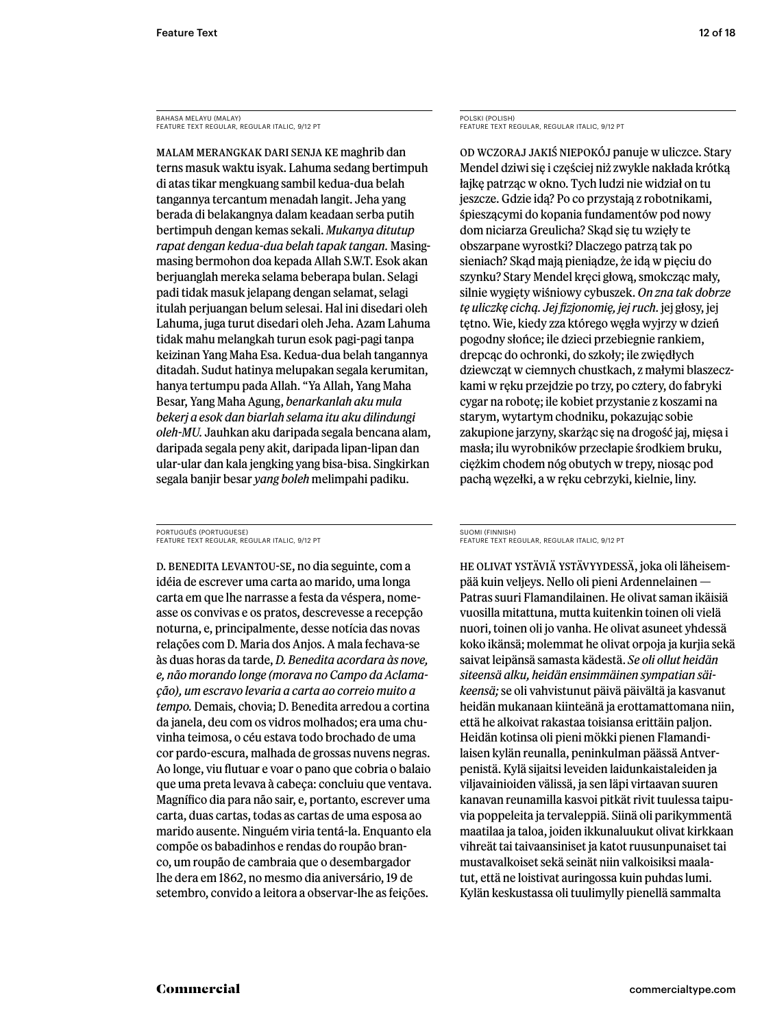BAHASA MELAYU (MALAY)
FEATURE TEXT REGULAR, REGULAR ITALIC, 9/12 PT

MALAM MERANGKAK DARI SENJA KE maghrib dan terns masuk waktu isyak. Lahuma sedang bertimpuh di atas tikar mengkuang sambil kedua-dua belah tangannya tercantum menadah langit. Jeha yang berada di belakangnya dalam keadaan serba putih bertimpuh dengan kemas sekali. *Mukanya ditutup rapat dengan kedua-dua belah tapak tangan.* Masing-masing bermohon doa kepada Allah S.W.T. Esok akan berjuanglah mereka selama beberapa bulan. Selagi padi tidak masuk jelapang dengan selamat, selagi itulah perjuangan belum selesai. Hal ini disedari oleh Lahuma, juga turut disedari oleh Jeha. Azam Lahuma tidak mahu melangkah turun esok pagi-pagi tanpa keizinan Yang Maha Esa. Kedua-dua belah tangannya ditadah. Sudut hatinya melupakan segala kerumitan, hanya tertumpu pada Allah. "Ya Allah, Yang Maha Besar, Yang Maha Agung, *benarkanlah aku mula bekerj a esok dan biarlah selama itu aku dilindungi oleh-MU.* Jauhkan aku daripada segala bencana alam, daripada segala peny akit, daripada lipan-lipan dan ular-ular dan kala jengking yang bisa-bisa. Singkirkan segala banjir besar *yang boleh* melimpahi padiku.

POLSKI (POLISH)
FEATURE TEXT REGULAR, REGULAR ITALIC, 9/12 PT

OD WCZORAJ JAKIŚ NIEPOKÓJ panuje w uliczce. Stary Mendel dziwi się i częściej niż zwykle nakłada krótką łajkę patrząc w okno. Tych ludzi nie widział on tu jeszcze. Gdzie idą? Po co przystają z robotnikami, śpieszącymi do kopania fundamentów pod nowy dom niciarza Greulicha? Skąd się tu wzięły te obszarpane wyrostki? Dlaczego patrzą tak po sieniach? Skąd mają pieniądze, że idą w pięciu do szynku? Stary Mendel kręci głową, smokcząc mały, silnie wygięty wiśniowy cybuszek. *On zna tak dobrze tę uliczkę cichą. Jej fizjonomię, jej ruch.* jej głosy, jej tętno. Wie, kiedy zza którego węgła wyjrzy w dzień pogodny słońce; ile dzieci przebiegnie rankiem, drepcąc do ochronki, do szkoły; ile zwiędłych dziewcząt w ciemnych chustkach, z małymi blaszeczkami w ręku przejdzie po trzy, po cztery, do fabryki cygar na robotę; ile kobiet przystanie z koszami na starym, wytartym chodniku, pokazując sobie zakupione jarzyny, skarżąc się na drogość jaj, mięsa i masła; ilu wyrobników przecłapie środkiem bruku, ciężkim chodem nóg obutych w trepy, niosąc pod pachą węzełki, a w ręku cebrzyki, kielnie, liny.

PORTUGUÊS (PORTUGUESE)
FEATURE TEXT REGULAR, REGULAR ITALIC, 9/12 PT

D. BENEDITA LEVANTOU-SE, no dia seguinte, com a idéia de escrever uma carta ao marido, uma longa carta em que lhe narrasse a festa da véspera, nomeasse os convivas e os pratos, descrevesse a recepção noturna, e, principalmente, desse notícia das novas relações com D. Maria dos Anjos. A mala fechava-se às duas horas da tarde, *D. Benedita acordara às nove, e, não morando longe (morava no Campo da Aclamação), um escravo levaria a carta ao correio muito a tempo.* Demais, chovia; D. Benedita arredou a cortina da janela, deu com os vidros molhados; era uma chuvinha teimosa, o céu estava todo brochado de uma cor pardo-escura, malhada de grossas nuvens negras. Ao longe, viu flutuar e voar o pano que cobria o balaio que uma preta levava à cabeça: concluiu que ventava. Magnífico dia para não sair, e, portanto, escrever uma carta, duas cartas, todas as cartas de uma esposa ao marido ausente. Ninguém viria tentá-la. Enquanto ela compõe os babadinhos e rendas do roupão branco, um roupão de cambraia que o desembargador lhe dera em 1862, no mesmo dia aniversário, 19 de setembro, convido a leitora a observar-lhe as feições.

SUOMI (FINNISH)
FEATURE TEXT REGULAR, REGULAR ITALIC, 9/12 PT

HE OLIVAT YSTÄVIÄ YSTÄVYYDESSÄ, joka oli läheisempää kuin veljeys. Nello oli pieni Ardennelainen — Patras suuri Flamandilainen. He olivat saman ikäisiä vuosilla mitattuna, mutta kuitenkin toinen oli vielä nuori, toinen oli jo vanha. He olivat asuneet yhdessä koko ikänsä; molemmat he olivat orpoja ja kurjia sekä saivat leipänsä samasta kädestä. *Se oli ollut heidän siteensä alku, heidän ensimmäinen sympatian säikeensä;* se oli vahvistunut päivä päivältä ja kasvanut heidän mukanaan kiinteänä ja erottamattomana niin, että he alkoivat rakastaa toisiansa erittäin paljon. Heidän kotinsa oli pieni mökki pienen Flamandilaisen kylän reunalla, peninkulman päässä Antverpenistä. Kylä sijaitsi leveiden laidunkaistaleiden ja viljavainioiden välissä, ja sen läpi virtaavan suuren kanavan reunamilla kasvoi pitkät rivit tuulessa taipuvia poppeleita ja tervaleppiä. Siinä oli parikymmentä maatilaa ja taloa, joiden ikkunaluukut olivat kirkkaan vihreät tai taivaansiniset ja katot ruusunpunaiset tai mustavalkoiset sekä seinät niin valkoisiksi maalatut, että ne loistivat auringossa kuin puhdas lumi. Kylän keskustassa oli tuulimylly pienellä sammalta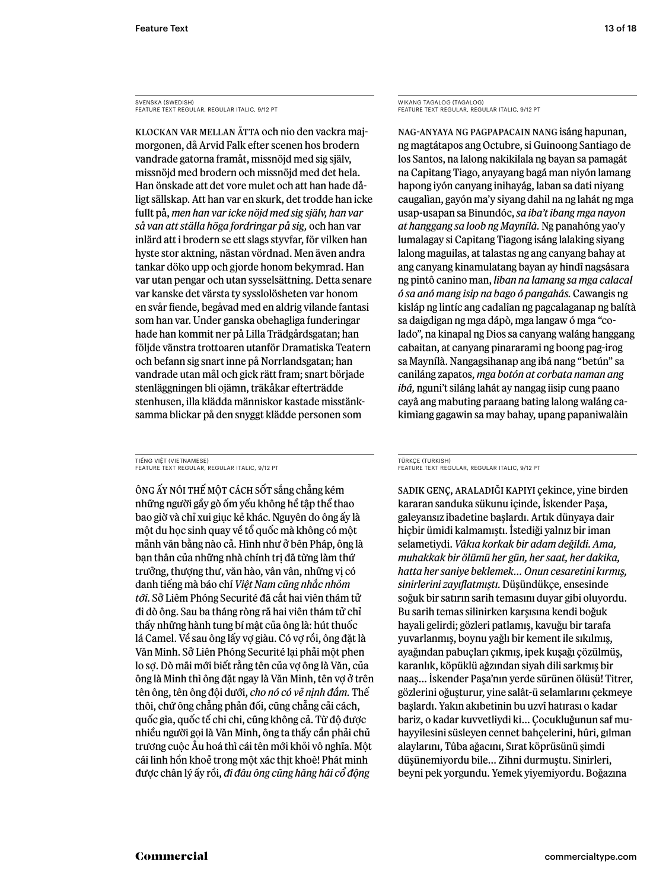SVENSKA (SWEDISH)
FEATURE TEXT REGULAR, REGULAR ITALIC, 9/12 PT

KLOCKAN VAR MELLAN ÅTTA och nio den vackra majmorgonen, då Arvid Falk efter scenen hos brodern vandrade gatorna framåt, missnöjd med sig själv, missnöjd med brodern och missnöjd med det hela. Han önskade att det vore mulet och att han hade dåligt sällskap. Att han var en skurk, det trodde han icke fullt på, *men han var icke nöjd med sig själv, han var så van att ställa höga fordringar på sig,* och han var inlärd att i brodern se ett slags styvfar, för vilken han hyste stor aktning, nästan vördnad. Men även andra tankar döko upp och gjorde honom bekymrad. Han var utan pengar och utan sysselsättning. Detta senare var kanske det värsta ty sysslolösheten var honom en svår fiende, begåvad med en aldrig vilande fantasi som han var. Under ganska obehagliga funderingar hade han kommit ner på Lilla Trädgårdsgatan; han följde vänstra trottoaren utanför Dramatiska Teatern och befann sig snart inne på Norrlandsgatan; han vandrade utan mål och gick rätt fram; snart började stenläggningen bli ojämn, träkåkar efterträdde stenhusen, illa klädda människor kastade misstänksamma blickar på den snyggt klädde personen som

WIKANG TAGALOG (TAGALOG)
FEATURE TEXT REGULAR, REGULAR ITALIC, 9/12 PT

NAG-ANYAYA NG PAGPAPACAIN NANG isáng hapunan, ng magtátapos ang Octubre, si Guinoong Santiago de los Santos, na lalong nakikilala ng bayan sa pamagát na Capitang Tiago, anyayang bagá man niyón lamang hapong iyón canyang inihayág, laban sa dati niyang caugalìan, gayón ma'y siyang dahil na ng lahát ng mga usap-usapan sa Binundóc, *sa iba't ibang mga nayon at hanggang sa loob ng Maynílà.* Ng panahóng yao'y lumalagay si Capitang Tiagong isáng lalaking siyang lalong maguilas, at talastas ng ang canyang bahay at ang canyang kinamulatang bayan ay hindî nagsásara ng pintô canino man, *liban na lamang sa mga calacal ó sa anó mang isip na bago ó pangahás.* Cawangis ng kisláp ng lintíc ang cadalîan ng pagcalaganap ng balítà sa daigdigan ng mga dápò, mga langaw ó mga "colado", na kinapal ng Dios sa canyang waláng hanggang cabaitan, at canyang pinararami ng boong pag-irog sa Maynílà. Nangagsihanap ang ibá nang "betún" sa caniláng zapatos, *mga botón at corbata naman ang ibá,* nguni't siláng lahát ay nangag iisip cung paano cayâ ang mabuting paraang bating lalong waláng cakimìang gagawin sa may bahay, upang papaniwalàin

TIẾNG VIỆT (VIETNAMESE)
FEATURE TEXT REGULAR, REGULAR ITALIC, 9/12 PT

ÔNG ẤY NÓI THẾ MỘT CÁCH SỐT sắng chẳng kém những người gầy gò ốm yếu không hề tập thể thao bao giờ và chỉ xui giục kẻ khác. Nguyên do ông ấy là một du học sinh quay về tổ quốc mà không có một mảnh văn bằng nào cả. Hình như ở bên Pháp, ông là bạn thân của những nhà chính trị đã từng làm thứ trưởng, thượng thư, văn hào, vân vân, những vị có danh tiếng mà báo chí *Việt Nam cũng nhắc nhỏm tới.* Sở Liêm Phóng Securité đã cắt hai viên thám tử đi dò ông. Sau ba tháng ròng rã hai viên thám tử chỉ thấy những hành tung bí mật của ông là: hút thuốc lá Camel. Về sau ông lấy vợ giàu. Có vợ rồi, ông đặt là Văn Minh. Sở Liên Phóng Securité lại phải một phen lo sợ. Dò mãi mới biết rằng tên của vợ ông là Văn, của ông là Minh thì ông đặt ngay là Văn Minh, tên vợ ở trên tên ông, tên ông đội dưới, *cho nó có vẻ nịnh đầm.* Thế thôi, chứ ông chẳng phản đối, cũng chẳng cải cách, quốc gia, quốc tế chi chi, cũng không cả. Từ độ được nhiều người gọi là Văn Minh, ông ta thấy cần phải chủ trương cuộc Âu hoá thì cái tên mới khỏi vô nghĩa. Một cái linh hồn khoẻ trong một xác thịt khoẻ! Phát minh được chân lý ấy rồi, *đi đâu ông cũng hăng hái cổ động*

TÜRKÇE (TURKISH)
FEATURE TEXT REGULAR, REGULAR ITALIC, 9/12 PT

SADIK GENÇ, ARALADIĞI KAPIYI çekince, yine birden kararan sanduka sükunu içinde, İskender Paşa, galeyansız ibadetine başlardı. Artık dünyaya dair hiçbir ümidi kalmamıştı. İstediği yalnız bir iman selametiydi. *Vâkıa korkak bir adam değildi. Ama, muhakkak bir ölümü her gün, her saat, her dakika, hatta her saniye beklemek… Onun cesaretini kırmış, sinirlerini zayıflatmıştı.* Düşündükçe, ensesinde soğuk bir satırın sarih temasını duyar gibi oluyordu. Bu sarih temas silinirken karşısına kendi boğuk hayali gelirdi; gözleri patlamış, kavuğu bir tarafa yuvarlanmış, boynu yağlı bir kement ile sıkılmış, ayağından pabuçları çıkmış, ipek kuşağı çözülmüş, karanlık, köpüklü ağzından siyah dili sarkmış bir naaş… İskender Paşa'nın yerde sürünen ölüsü! Titrer, gözlerini oğuşturur, yine salât-ü selamlarını çekmeye başlardı. Yakın akıbetinin bu uzvî hatırası o kadar bariz, o kadar kuvvetliydi ki… Çocukluğunun saf muhayyilesini süsleyen cennet bahçelerini, hûri, gılman alaylarını, Tûba ağacını, Sırat köprüsünü şimdi düşünemiyordu bile… Zihni durmuştu. Sinirleri, beyni pek yorgundu. Yemek yiyemiyordu. Boğazına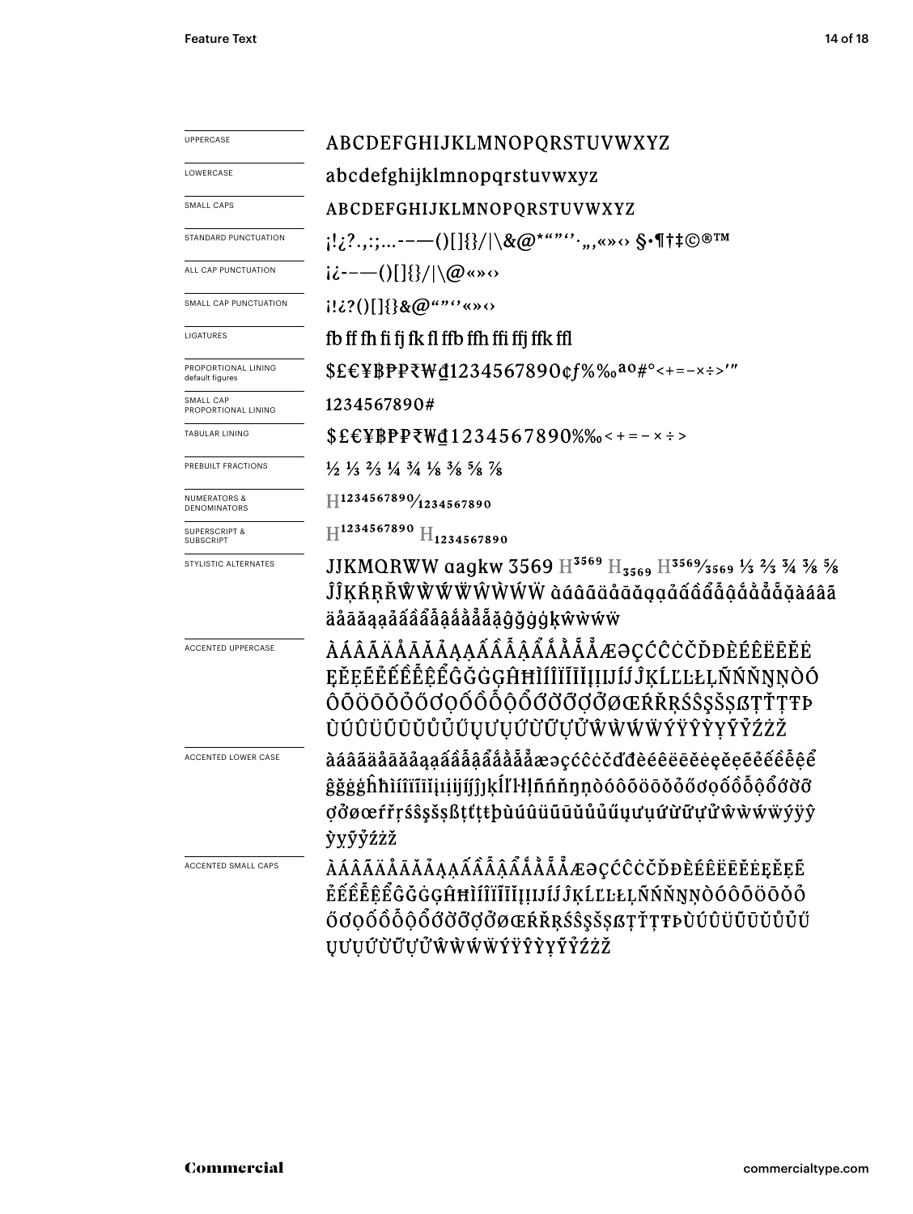| | |
|---|---|
| UPPERCASE | ABCDEFGHIJKLMNOPQRSTUVWXYZ |
| LOWERCASE | abcdefghijklmnopqrstuvwxyz |
| SMALL CAPS | ABCDEFGHIJKLMNOPQRSTUVWXYZ |
| STANDARD PUNCTUATION | ¡!¿?.,:;…-–—()[]{}/\|\&@*""''·‚„«»‹› §•¶†‡©®™ |
| ALL CAP PUNCTUATION | ¡¿-–—()[]{}/\|\@«»‹› |
| SMALL CAP PUNCTUATION | ¡!¿?()[]{}&@""''«»‹› |
| LIGATURES | fb ff fh fi fj fk fl ffb ffh ffi ffj ffk ffl |
| PROPORTIONAL LINING default figures | $£€¥₿₽₱₹₩₫1234567890¢ƒ%‰ªº#°<+=−×÷>′″ |
| SMALL CAP PROPORTIONAL LINING | 1234567890# |
| TABULAR LINING | $£€¥₿₽₱₹₩₫1234567890%‰<+=−×÷> |
| PREBUILT FRACTIONS | ½ ⅓ ⅔ ¼ ¾ ⅛ ⅜ ⅝ ⅞ |
| NUMERATORS & DENOMINATORS | H1234567890⁄1234567890 |
| SUPERSCRIPT & SUBSCRIPT | $H^{1234567890}$ $H_{1234567890}$ |
| STYLISTIC ALTERNATES | JJKMQRWW aagkw 3569 $H^{3569}$ $H_{3569}$ H3569⁄3569 ⅓ ⅔ ¾ ⅜ ⅝ ĴĴĶŔŖŘŴẀẂẄŴẀẂẄ àáâãäåāăąảấầẩẫậắằẳẵặàáâã äåāăąảấầẩẫậắằẳẵặĝğġģķŵẁẃẅ |
| ACCENTED UPPERCASE | ÀÁÂÃÄÅĀĂẢĄẠẤẦẨẪẬẮẰẲẴẶÆƏÇĆĈĊČĎĐÈÉÊËĒĔĖ ĘĚẺẼẾỀỂỄỆĜĞĠĢĤĦÌÍÎÏĨĪĬĮİỈỊĲÍĴĶĹĽĻĿŁŃÑŇŊŅÒÓ ÔÕÖŌŎŐỎƠỌỐỒỔỖỘỚỜỞỠỢØŒŔŘŖŚŜŞŠȘẞŢŤȚŦÞ ÙÚÛÜŨŪŬŮŰỦŲƯỤỨỪỬỮỰŴẀẂẄÝŸŶỲỴỶỸŹŻŽ |
| ACCENTED LOWER CASE | àáâãäåāăảąạấầẩẫậắằẳẵặæəçćĉċčďđèéêëēĕėęěẻẽếềểễệ ĝğġģĥħìíîïĩīĭįıỉịĳíĵȷķĺľŀłļñńňŋņòóôõöōŏőỏơọốồổỗộớờở ỡợøœŕřŗśŝşšșßţťțŧþùúûüũūŭůűủųưụứừửữựŵẁẃẅýÿŷ ỳỵỷỹźżž |
| ACCENTED SMALL CAPS | ÀÁÂÃÄÅĀĂẢĄẠẤẦẨẪẬẮẰẲẴẶÆƏÇĆĈĊČĎĐÈÉÊËĒĔĖĘĚẺẼ ẾỀỂỄỆĜĞĠĢĤĦÌÍÎÏĨĪĬĮİỈỊĲÍĴĶĹĽĻĿŁŃÑŇŊŅÒÓÔÕÖŌŎŐỎ ỚƠỌỐỒỔỖỘỚỜỞỠỢØŒŔŘŖŚŜŞŠȘẞŢŤȚŦÞÙÚÛÜŨŪŬŮŰỦ ŲƯỤỨỪỬỮỰŴẀẂẄÝŸŶỲỴỶỸŹŻŽ |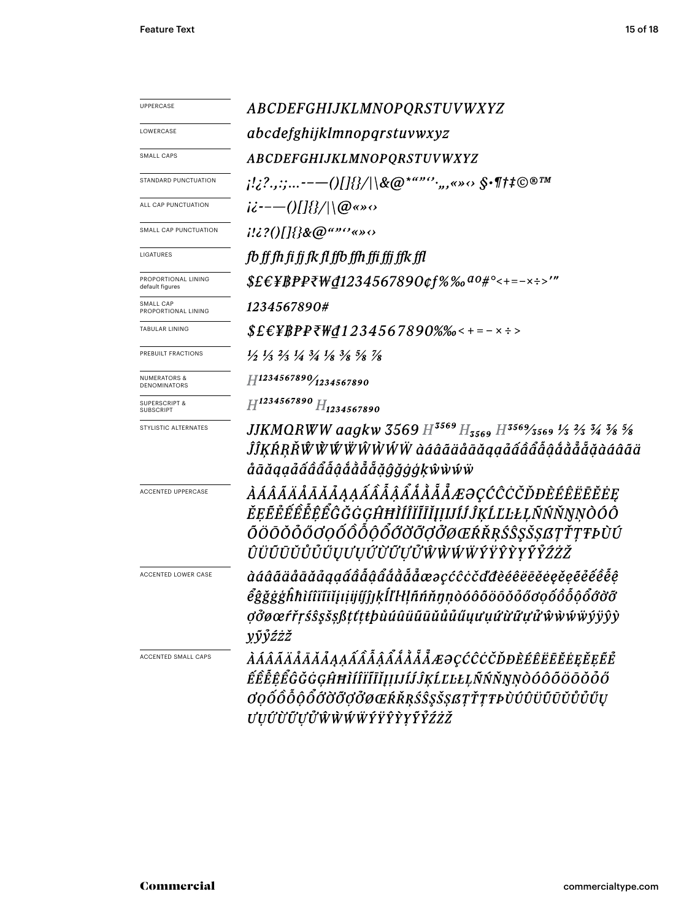| | |
|---|---|
| UPPERCASE | *ABCDEFGHIJKLMNOPQRSTUVWXYZ* |
| LOWERCASE | *abcdefghijklmnopqrstuvwxyz* |
| SMALL CAPS | *ABCDEFGHIJKLMNOPQRSTUVWXYZ* |
| STANDARD PUNCTUATION | *¡!¿?.,:;...-–—()[]{}/\|\\&@*"”"‘’·„‚«»‹› §•¶†‡©®™* |
| ALL CAP PUNCTUATION | *¡¿-–—()[]{}/\|\\@«»‹›* |
| SMALL CAP PUNCTUATION | *¡!¿?()[]{}&@“”‘’«»‹›* |
| LIGATURES | *fb ff fh fi fj fk fl ffb ffh ffi ffj ffk ffl* |
| PROPORTIONAL LINING default figures | *$£€¥₿₽₽₹₩₫1234567890¢ƒ%‰ªº#°<+=−×÷>'"* |
| SMALL CAP PROPORTIONAL LINING | *1234567890#* |
| TABULAR LINING | *$£€¥₿₽₽₹₩₫1234567890%‰<+=−×÷>* |
| PREBUILT FRACTIONS | *½ ⅓ ⅔ ¼ ¾ ⅛ ⅜ ⅝ ⅞* |
| NUMERATORS & DENOMINATORS | *H¹²³⁴⁵⁶⁷⁸⁹⁰⁄₁₂₃₄₅₆₇₈₉₀* |
| SUPERSCRIPT & SUBSCRIPT | *H¹²³⁴⁵⁶⁷⁸⁹⁰ H₁₂₃₄₅₆₇₈₉₀* |
| STYLISTIC ALTERNATES | *JJKMQRWW aagkw 3569 H³⁵⁶⁹ H₃₅₆₉ H³⁵⁶⁹⁄₃₅₆₉ ⅓ ⅔ ¾ ⅜ ⅝ ĴĴĶŔŖŘŴẀẂẄŴẀẂẄ àáâãäåāăąạảấầẩẫậắằẳẵặàáâãä åāăąạảấầẩẫậắằẳẵặĝğġģķŵẁẃẅ* |
| ACCENTED UPPERCASE | *ÀÁÂÃÄÅĀĂẢĄẠẤẦẨẪẬẮẰẲẴẶÆƏÇĆĈĊČĎĐÈÉÊËĒĔĖĘ ĚẸẼẺẾỀỄỆỂĜĞĠĢĤĦÌÍÎÏĨĪĬĮİĲÍĴĶĹĽĻĿŁŃÑŇŊŅÒÓÔ ÕÖŌŎỎŐƠỌỐỒỖỘỔỚỜỠỢỞØŒŔŘŖŚŜŞŠȘẞŢŤȚŦÞÙÚ ÛÜŨŪŬŮŰŲƯỤỨỪỮỰỬŴẀẂẄÝŸŶỲỴỸỶŹŻŽ* |
| ACCENTED LOWER CASE | *àáâãäåāăảąạấầẩẫậắằẳẵặæəçćĉċčďđèéêëēĕėęěẹẽẻếềễệ ểĝğġģĥħìíîïĩīĭįıĳíĵķĺľŀļłńñňŋņòóôõöōŏỏőơọốồỗộổớờỡ ợởøœŕřŗśŝşšșßţťțŧþùúûüũūŭůűųưụứừữựửŵẁẃẅýÿŷỳ ỵỹỷźżž* |
| ACCENTED SMALL CAPS | *ÀÁÂÃÄÅĀĂẢĄẠẤẦẨẪẬẮẰẲẴẶÆƏÇĆĈĊČĎĐÈÉÊËĒĔĖĘĚẸẼẺ ẾỀỄỆỂĜĞĠĢĤĦÌÍÎÏĨĪĬĮIĲÍĴĶĹĽĻĿŁŃÑŇŊŅÒÓÔÕÖŌŎỎŐ ƠỌỐỒỖỘỔỚỜỠỢỞØŒŔŘŖŚŜŞŠȘẞŢŤȚŦÞÙÚÛÜŨŪŬŮŰŲ ƯỤỨỪỮỰỬŴẀẂẄÝŸŶỲỴỸỶŹŻŽ* |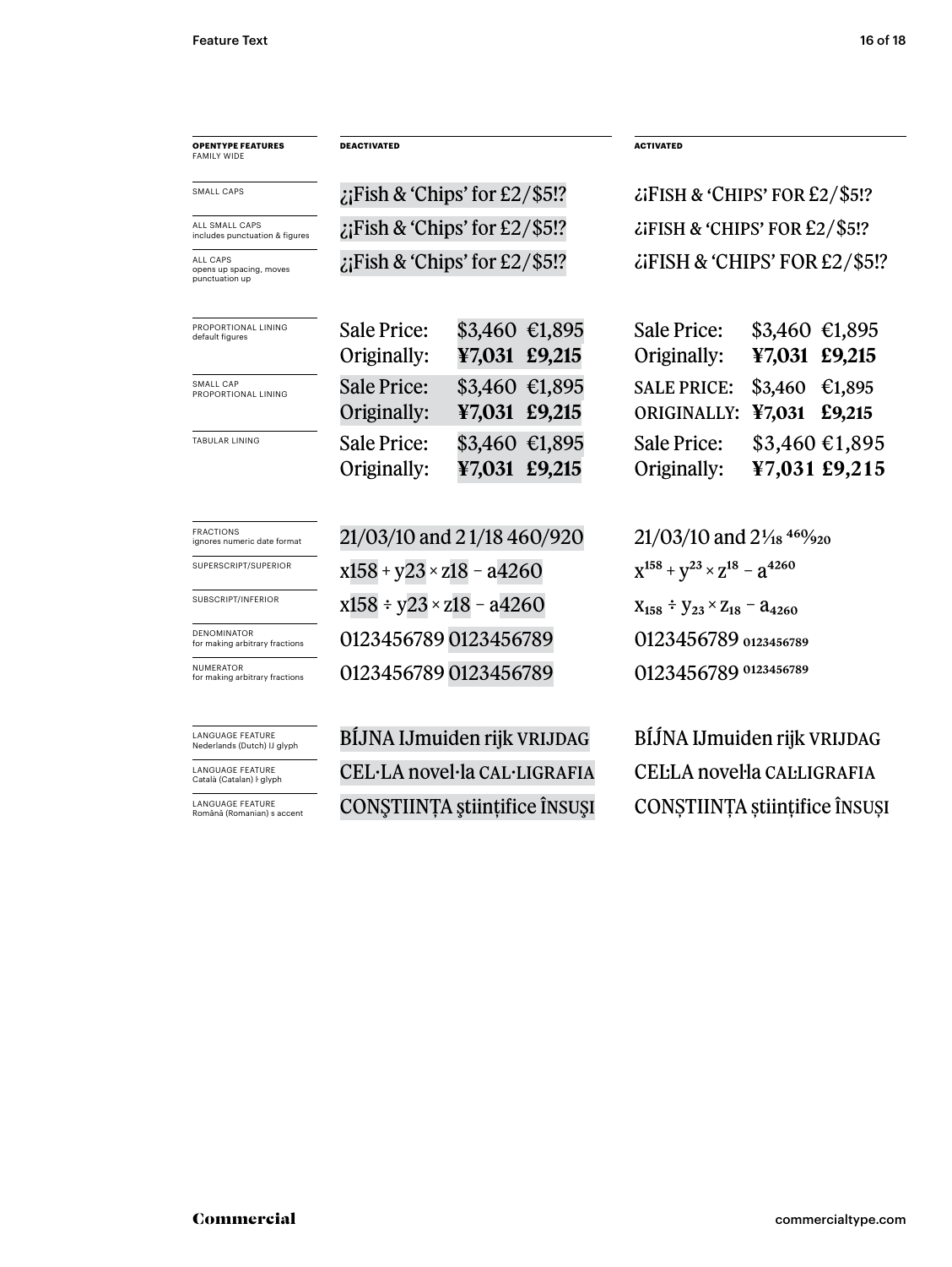| OPENTYPE FEATURES FAMILY WIDE | DEACTIVATED | ACTIVATED |
|---|---|---|
| SMALL CAPS | ¿¡Fish & 'Chips' for £2/$5!? | ¿¡FISH & 'CHIPS' FOR £2/$5!? |
| ALL SMALL CAPS includes punctuation & figures | ¿¡Fish & 'Chips' for £2/$5!? | ¿¡FISH & 'CHIPS' FOR £2/$5!? |
| ALL CAPS opens up spacing, moves punctuation up | ¿¡Fish & 'Chips' for £2/$5!? | ¿¡FISH & 'CHIPS' FOR £2/$5!? |
| PROPORTIONAL LINING default figures | Sale Price: $3,460 €1,895<br>Originally: **¥7,031 £9,215** | Sale Price: $3,460 €1,895<br>Originally: **¥7,031 £9,215** |
| SMALL CAP PROPORTIONAL LINING | Sale Price: $3,460 €1,895<br>Originally: **¥7,031 £9,215** | SALE PRICE: $3,460 €1,895<br>ORIGINALLY: **¥7,031 £9,215** |
| TABULAR LINING | Sale Price: $3,460 €1,895<br>Originally: **¥7,031 £9,215** | Sale Price: $3,460 €1,895<br>Originally: **¥7,031 £9,215** |
| FRACTIONS ignores numeric date format | 21/03/10 and 2 1/18 460/920 | 21/03/10 and 2⅟18 460⁄920 |
| SUPERSCRIPT/SUPERIOR | x158 + y23 × z18 – a4260 | $x^{158} + y^{23} \times z^{18} - a^{4260}$ |
| SUBSCRIPT/INFERIOR | x158 ÷ y23 × z18 – a4260 | $x_{158} \div y_{23} \times z_{18} - a_{4260}$ |
| DENOMINATOR for making arbitrary fractions | 0123456789 0123456789 | 0123456789 $_{0123456789}$ |
| NUMERATOR for making arbitrary fractions | 0123456789 0123456789 | 0123456789 $^{0123456789}$ |
| LANGUAGE FEATURE Nederlands (Dutch) IJ glyph | BÍJNA IJmuiden rijk VRIJDAG | BÍJNA IJmuiden rijk VRIJDAG |
| LANGUAGE FEATURE Català (Catalan) ŀ glyph | CEL·LA novel·la CAL·LIGRAFIA | CEĿLA noveŀla CAĿLIGRAFIA |
| LANGUAGE FEATURE Română (Romanian) s accent | CONŞTIINȚA ştiințifice ÎNSUŞI | CONȘTIINȚA științifice ÎNSUȘI |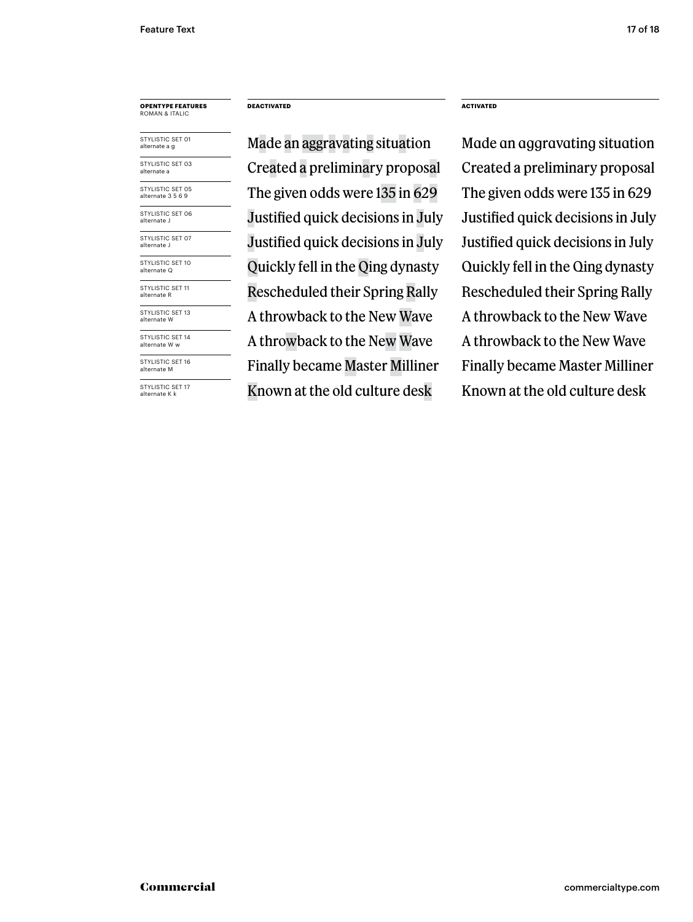| OPENTYPE FEATURES ROMAN & ITALIC | DEACTIVATED | ACTIVATED |
|---|---|---|
| STYLISTIC SET 01 alternate a g | Made an aggravating situation | Made an aggravating situation |
| STYLISTIC SET 03 alternate a | Created a preliminary proposal | Created a preliminary proposal |
| STYLISTIC SET 05 alternate 3 5 6 9 | The given odds were 135 in 629 | The given odds were 135 in 629 |
| STYLISTIC SET 06 alternate J | Justified quick decisions in July | Justified quick decisions in July |
| STYLISTIC SET 07 alternate J | Justified quick decisions in July | Justified quick decisions in July |
| STYLISTIC SET 10 alternate Q | Quickly fell in the Qing dynasty | Quickly fell in the Qing dynasty |
| STYLISTIC SET 11 alternate R | Rescheduled their Spring Rally | Rescheduled their Spring Rally |
| STYLISTIC SET 13 alternate W | A throwback to the New Wave | A throwback to the New Wave |
| STYLISTIC SET 14 alternate W w | A throwback to the New Wave | A throwback to the New Wave |
| STYLISTIC SET 16 alternate M | Finally became Master Milliner | Finally became Master Milliner |
| STYLISTIC SET 17 alternate K k | Known at the old culture desk | Known at the old culture desk |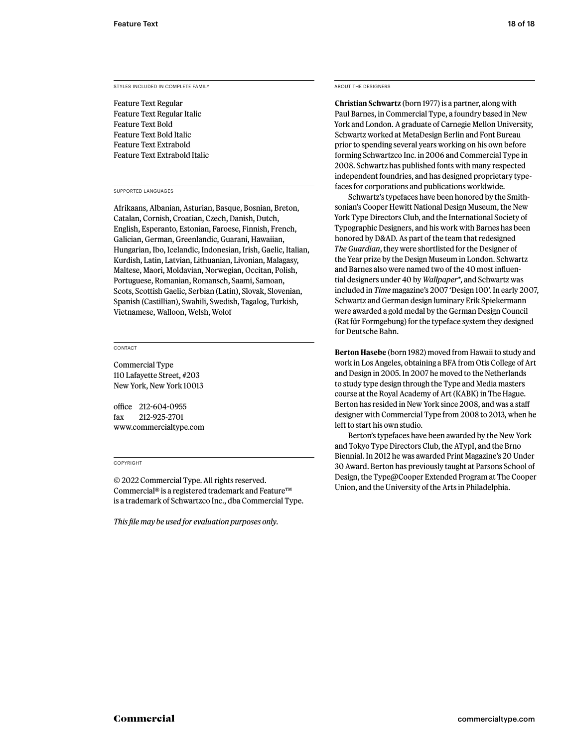###### STYLES INCLUDED IN COMPLETE FAMILY

Feature Text Regular
Feature Text Regular Italic
Feature Text Bold
Feature Text Bold Italic
Feature Text Extrabold
Feature Text Extrabold Italic

###### SUPPORTED LANGUAGES

Afrikaans, Albanian, Asturian, Basque, Bosnian, Breton, Catalan, Cornish, Croatian, Czech, Danish, Dutch, English, Esperanto, Estonian, Faroese, Finnish, French, Galician, German, Greenlandic, Guarani, Hawaiian, Hungarian, Ibo, Icelandic, Indonesian, Irish, Gaelic, Italian, Kurdish, Latin, Latvian, Lithuanian, Livonian, Malagasy, Maltese, Maori, Moldavian, Norwegian, Occitan, Polish, Portuguese, Romanian, Romansch, Saami, Samoan, Scots, Scottish Gaelic, Serbian (Latin), Slovak, Slovenian, Spanish (Castillian), Swahili, Swedish, Tagalog, Turkish, Vietnamese, Walloon, Welsh, Wolof

###### CONTACT

Commercial Type
110 Lafayette Street, #203
New York, New York 10013

office 212-604-0955
fax 212-925-2701
www.commercialtype.com

###### COPYRIGHT

© 2022 Commercial Type. All rights reserved. Commercial® is a registered trademark and Feature™ is a trademark of Schwartzco Inc., dba Commercial Type.

*This file may be used for evaluation purposes only.*

###### ABOUT THE DESIGNERS

**Christian Schwartz** (born 1977) is a partner, along with Paul Barnes, in Commercial Type, a foundry based in New York and London. A graduate of Carnegie Mellon University, Schwartz worked at MetaDesign Berlin and Font Bureau prior to spending several years working on his own before forming Schwartzco Inc. in 2006 and Commercial Type in 2008. Schwartz has published fonts with many respected independent foundries, and has designed proprietary typefaces for corporations and publications worldwide.

Schwartz's typefaces have been honored by the Smithsonian's Cooper Hewitt National Design Museum, the New York Type Directors Club, and the International Society of Typographic Designers, and his work with Barnes has been honored by D&AD. As part of the team that redesigned *The Guardian*, they were shortlisted for the Designer of the Year prize by the Design Museum in London. Schwartz and Barnes also were named two of the 40 most influential designers under 40 by *Wallpaper**, and Schwartz was included in *Time* magazine's 2007 'Design 100'. In early 2007, Schwartz and German design luminary Erik Spiekermann were awarded a gold medal by the German Design Council (Rat für Formgebung) for the typeface system they designed for Deutsche Bahn.

**Berton Hasebe** (born 1982) moved from Hawaii to study and work in Los Angeles, obtaining a BFA from Otis College of Art and Design in 2005. In 2007 he moved to the Netherlands to study type design through the Type and Media masters course at the Royal Academy of Art (KABK) in The Hague. Berton has resided in New York since 2008, and was a staff designer with Commercial Type from 2008 to 2013, when he left to start his own studio.

Berton's typefaces have been awarded by the New York and Tokyo Type Directors Club, the ATypI, and the Brno Biennial. In 2012 he was awarded Print Magazine's 20 Under 30 Award. Berton has previously taught at Parsons School of Design, the Type@Cooper Extended Program at The Cooper Union, and the University of the Arts in Philadelphia.